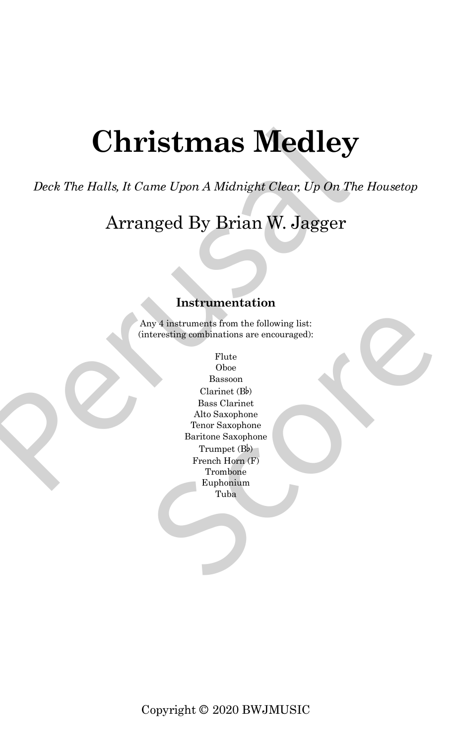# Christmas Medley

*Deck The Halls, It Came Upon A Midnight Clear, Up On The Housetop*

## Arranged By Brian W. Jagger

### Instrumentation

Any 4 instruments from the following list:
(interesting combinations are encouraged):

Flute
Oboe
Bassoon
Clarinet (B♭)
Bass Clarinet
Alto Saxophone
Tenor Saxophone
Baritone Saxophone
Trumpet (B♭)
French Horn (F)
Trombone
Euphonium
Tuba

Copyright © 2020 BWJMUSIC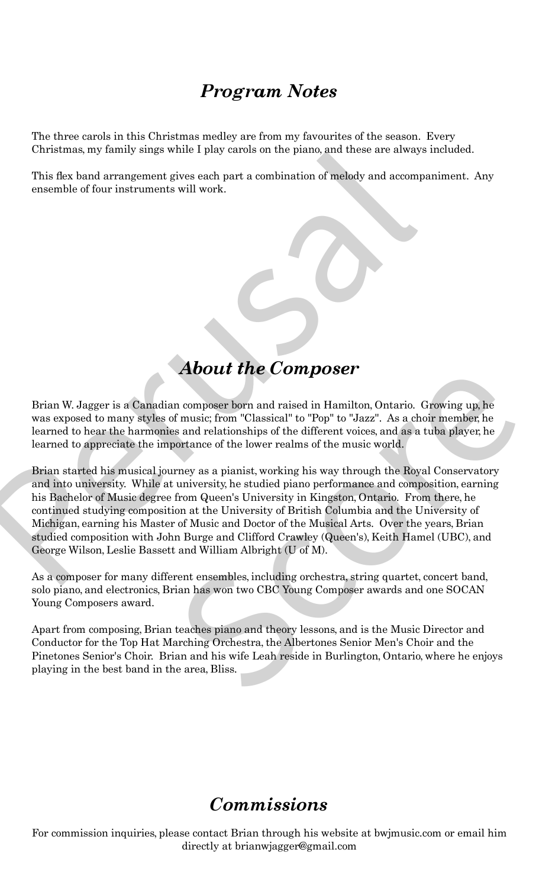## *Program Notes*

The three carols in this Christmas medley are from my favourites of the season. Every Christmas, my family sings while I play carols on the piano, and these are always included.

This flex band arrangement gives each part a combination of melody and accompaniment. Any ensemble of four instruments will work.

## *About the Composer*

Brian W. Jagger is a Canadian composer born and raised in Hamilton, Ontario. Growing up, he was exposed to many styles of music; from "Classical" to "Pop" to "Jazz". As a choir member, he learned to hear the harmonies and relationships of the different voices, and as a tuba player, he learned to appreciate the importance of the lower realms of the music world.

Brian started his musical journey as a pianist, working his way through the Royal Conservatory and into university. While at university, he studied piano performance and composition, earning his Bachelor of Music degree from Queen's University in Kingston, Ontario. From there, he continued studying composition at the University of British Columbia and the University of Michigan, earning his Master of Music and Doctor of the Musical Arts. Over the years, Brian studied composition with John Burge and Clifford Crawley (Queen's), Keith Hamel (UBC), and George Wilson, Leslie Bassett and William Albright (U of M).

As a composer for many different ensembles, including orchestra, string quartet, concert band, solo piano, and electronics, Brian has won two CBC Young Composer awards and one SOCAN Young Composers award.

Apart from composing, Brian teaches piano and theory lessons, and is the Music Director and Conductor for the Top Hat Marching Orchestra, the Albertones Senior Men's Choir and the Pinetones Senior's Choir. Brian and his wife Leah reside in Burlington, Ontario, where he enjoys playing in the best band in the area, Bliss.

## *Commissions*

For commission inquiries, please contact Brian through his website at bwjmusic.com or email him directly at brianwjagger@gmail.com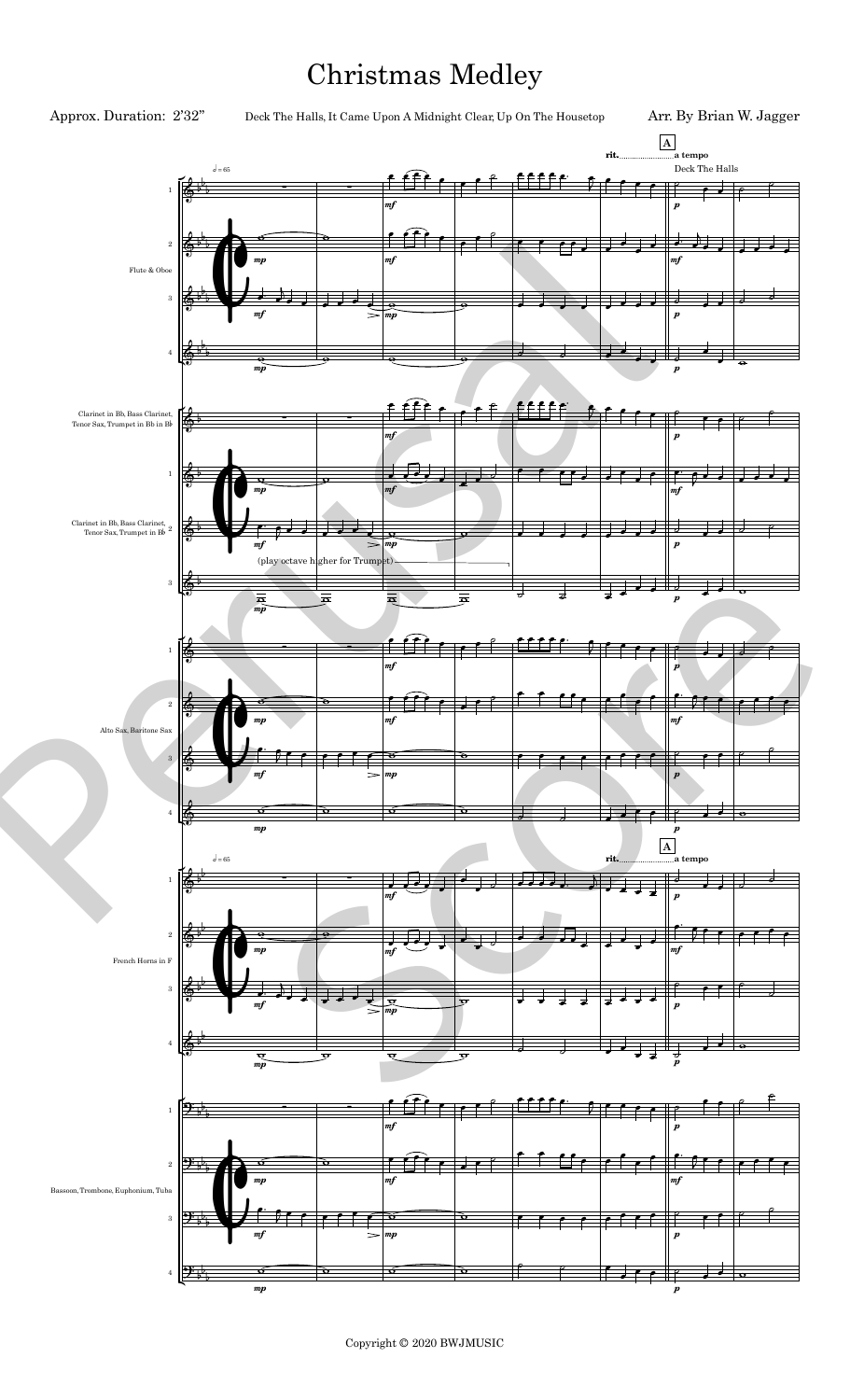# Christmas Medley

Approx. Duration: 2'32"

Deck The Halls, It Came Upon A Midnight Clear, Up On The Housetop

Arr. By Brian W. Jagger

Copyright © 2020 BWJMUSIC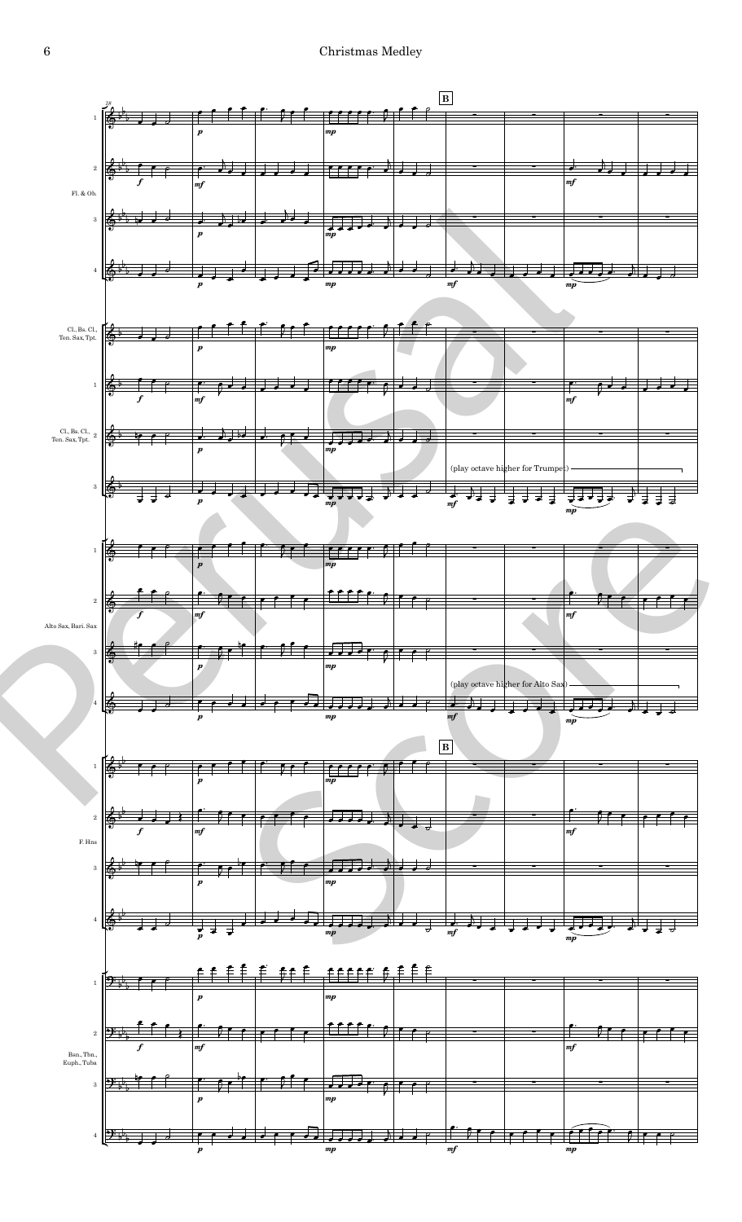B

Fl. & Ob.

Cl., Bs. Cl., Ten. Sax, Tpt.

Cl., Bs. Cl., Ten. Sax, Tpt.

(play octave higher for Trumpet)

Alto Sax, Bari. Sax

(play octave higher for Alto Sax)

B

F. Hns

Bsn., Tbn., Euph., Tuba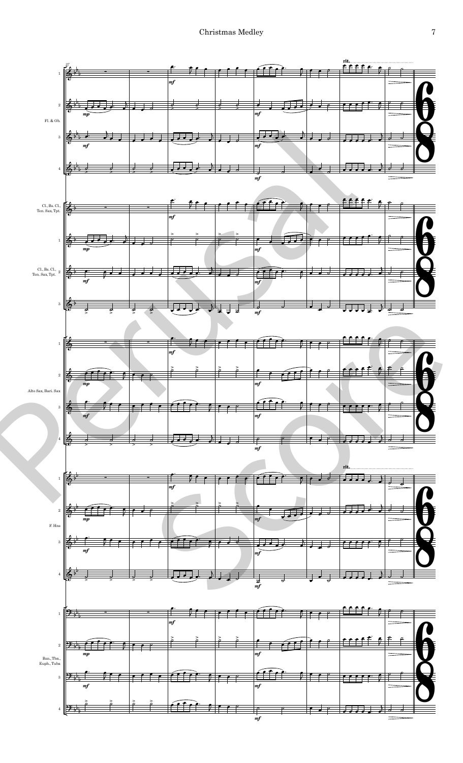Fl. & Ob.

Cl., Bs. Cl., Ten. Sax, Tpt.

Cl., Bs. Cl., Ten. Sax, Tpt.

Alto Sax, Bari. Sax

F. Hns

Bsn., Tbn., Euph., Tuba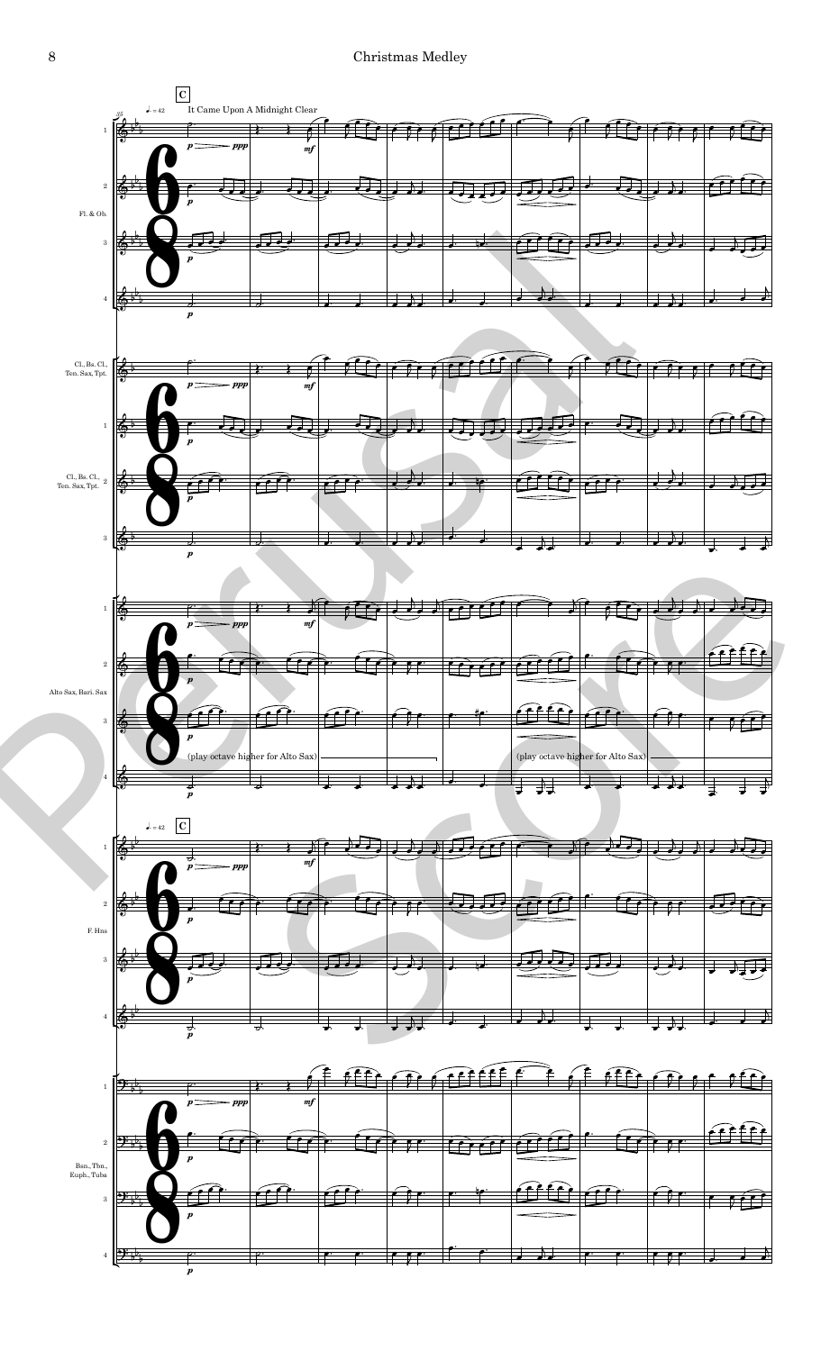C

It Came Upon A Midnight Clear

♩. = 42

Fl. & Ob.

Cl., Bs. Cl., Ten. Sax, Tpt.

Alto Sax, Bari. Sax

(play octave higher for Alto Sax)

(play octave higher for Alto Sax)

F. Hns

Bsn., Tbn., Euph., Tuba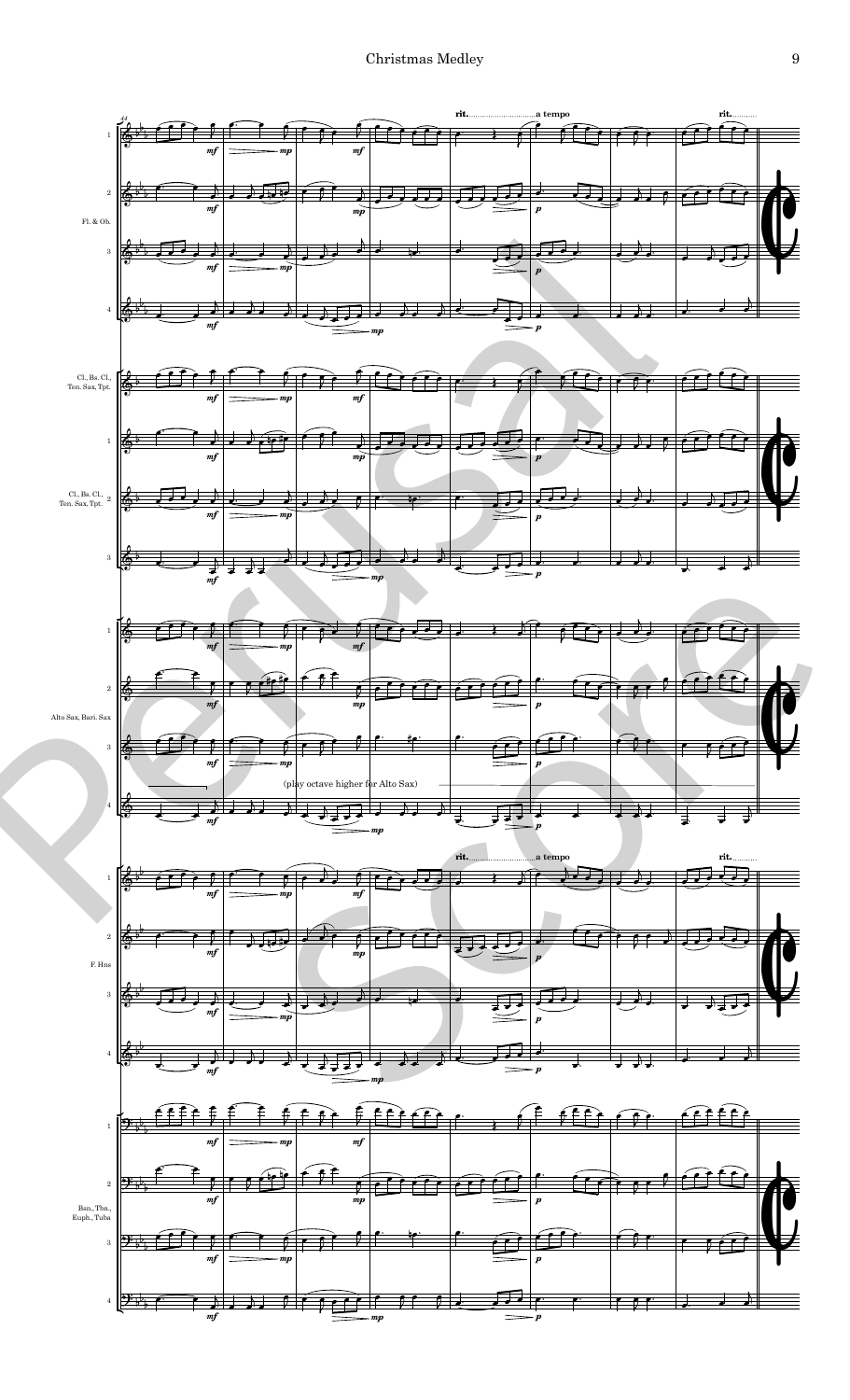Fl. & Ob.

Cl., Bs. Cl., Ten. Sax, Tpt.

rit. a tempo rit.

Alto Sax, Bari. Sax

(play octave higher for Alto Sax)

F. Hns

Bsn., Tbn., Euph., Tuba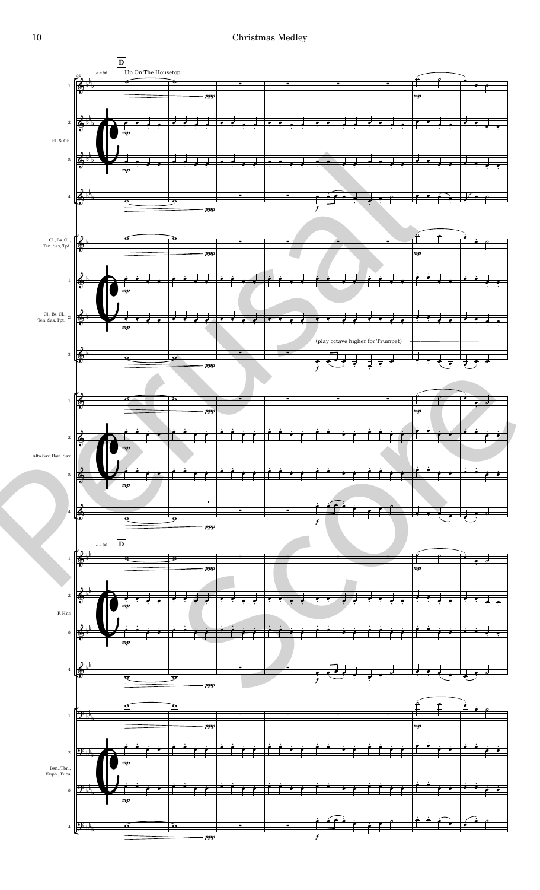D

Up On The Housetop

(play octave higher for Trumpet)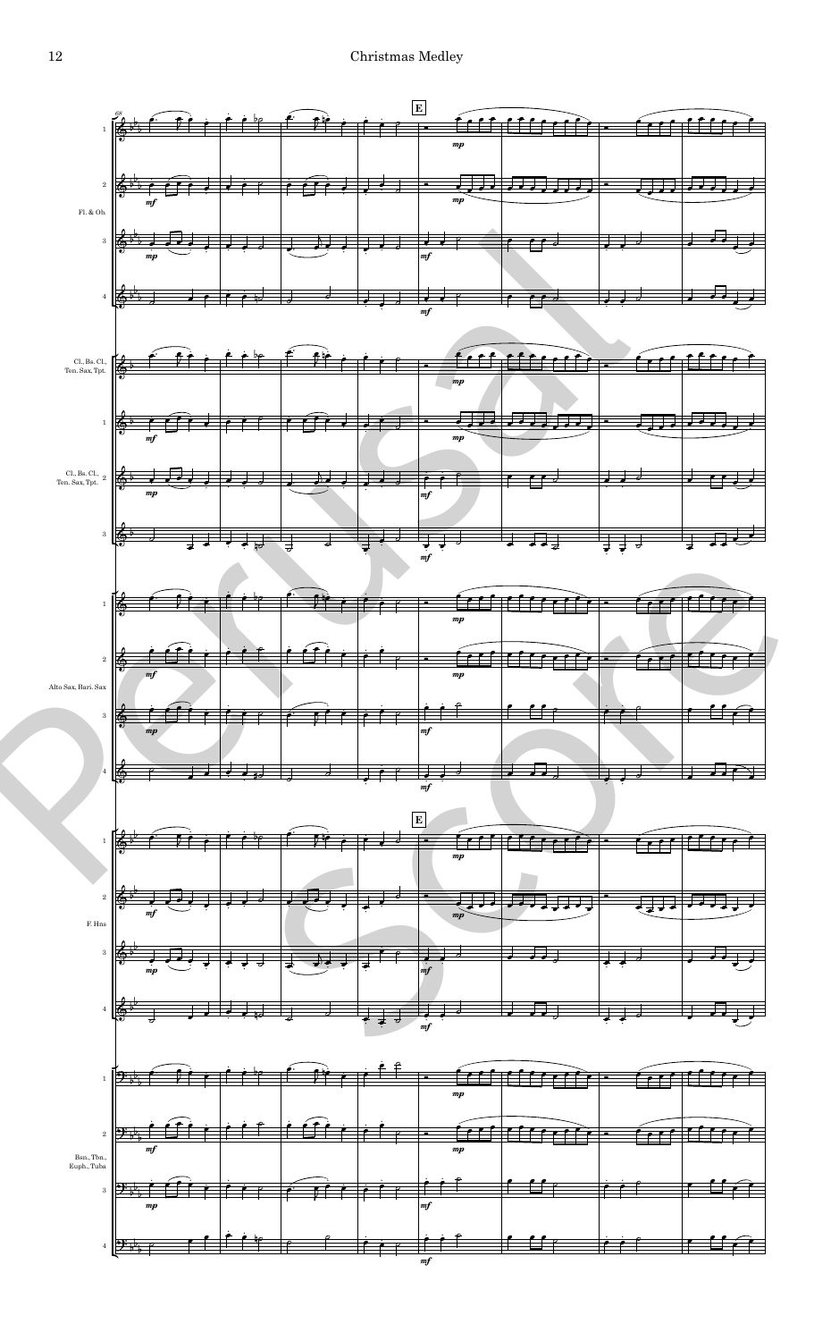E

Fl. & Ob.

Cl., Bs. Cl., Ten. Sax, Tpt.

Cl., Bs. Cl., Ten. Sax, Tpt.

Alto Sax, Bari. Sax

E

F. Hns

Bsn., Tbn., Euph., Tuba

Perusal Score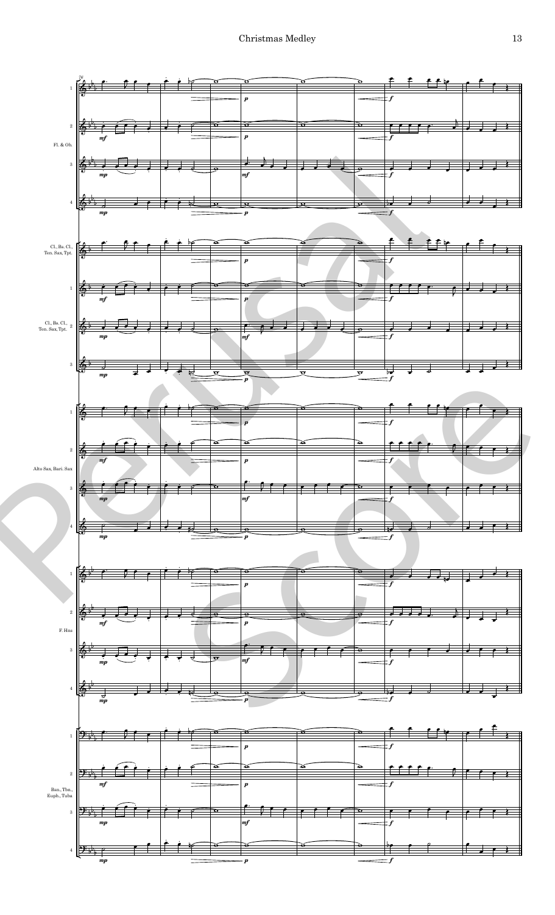Fl. & Oh.

Cl., Bs. Cl., Ten. Sax, Tpt.

Alto Sax, Bari. Sax

F. Hns

Bsn., Tbn., Euph., Tuba